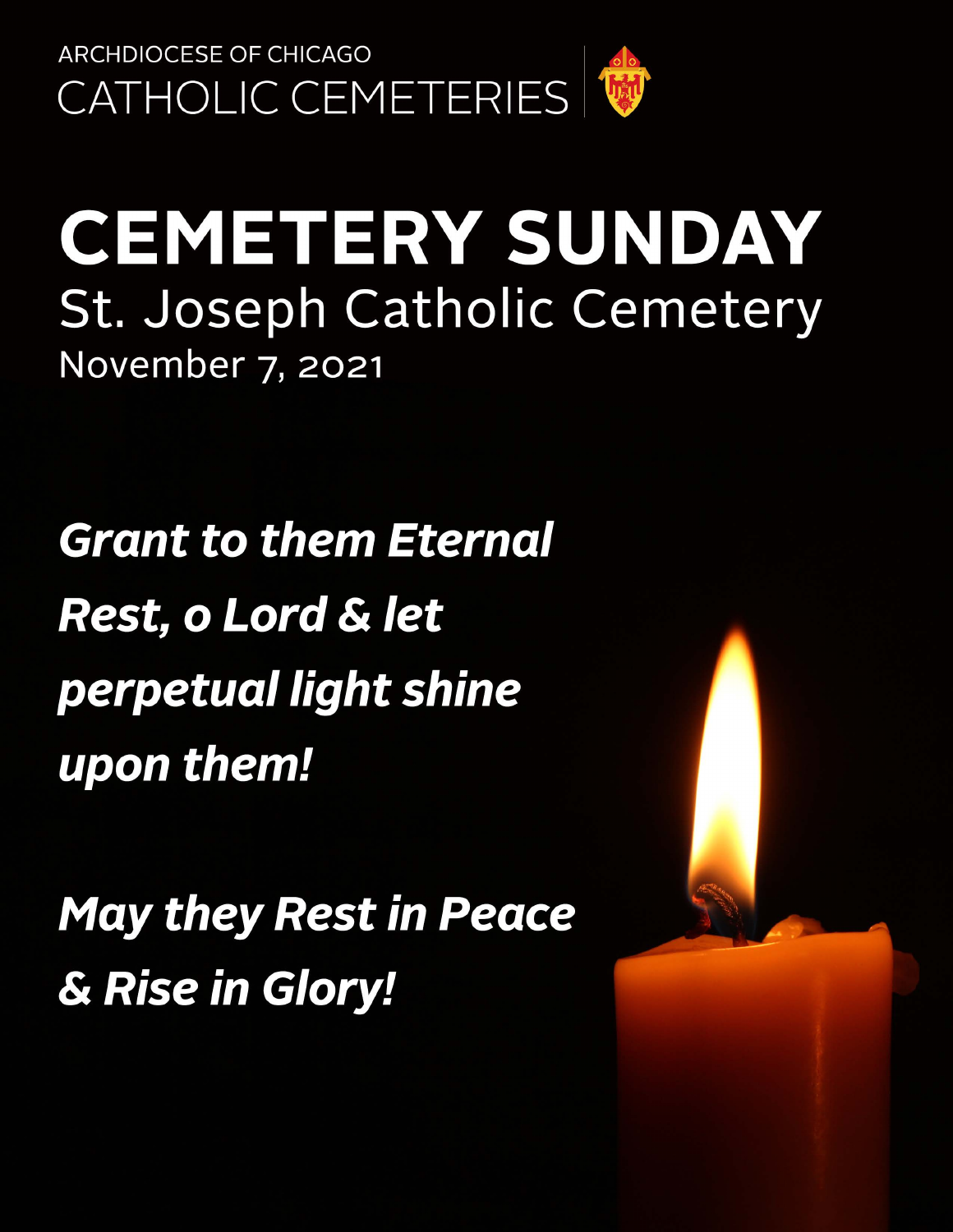ARCHDIOCESE OF CHICAGO

CATHOLIC CEMETERIES

# CEMETERY SUNDAY

## St. Joseph Catholic Cemetery

November 7, 2021

***Grant to them Eternal Rest, o Lord & let perpetual light shine upon them!***

***May they Rest in Peace & Rise in Glory!***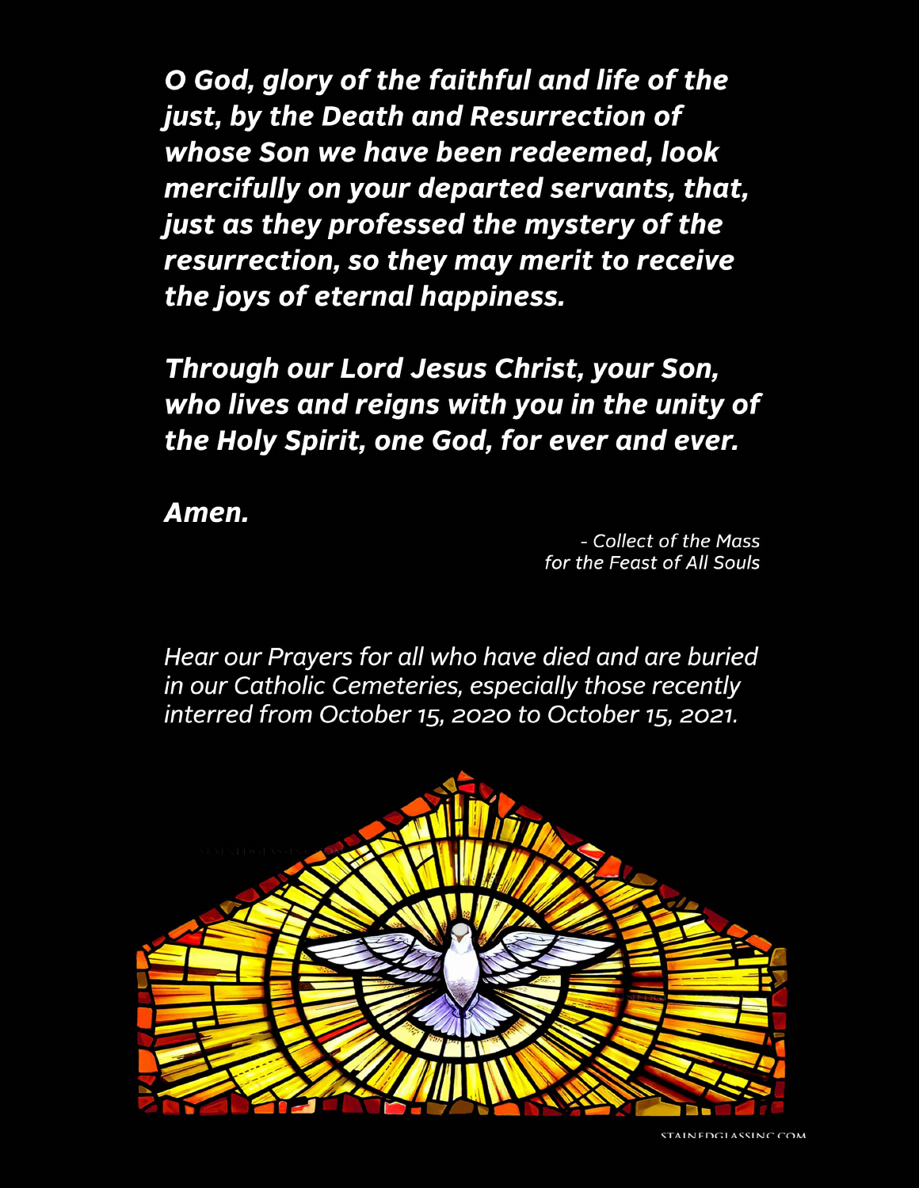***O God, glory of the faithful and life of the just, by the Death and Resurrection of whose Son we have been redeemed, look mercifully on your departed servants, that, just as they professed the mystery of the resurrection, so they may merit to receive the joys of eternal happiness.***

***Through our Lord Jesus Christ, your Son, who lives and reigns with you in the unity of the Holy Spirit, one God, for ever and ever.***

***Amen.***

*- Collect of the Mass for the Feast of All Souls*

*Hear our Prayers for all who have died and are buried in our Catholic Cemeteries, especially those recently interred from October 15, 2020 to October 15, 2021.*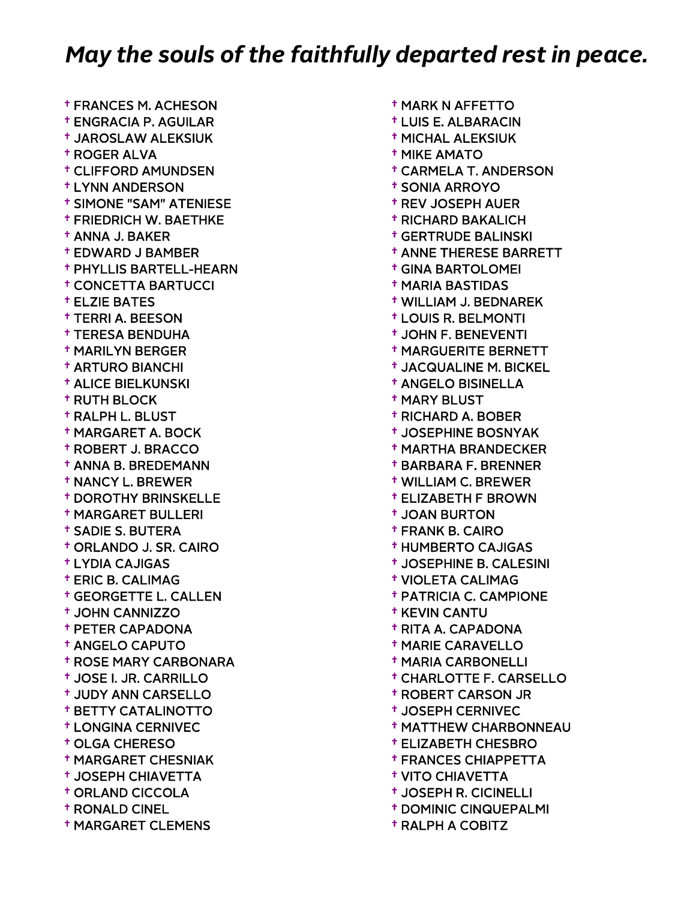# *May the souls of the faithfully departed rest in peace.*

- † FRANCES M. ACHESON
- † ENGRACIA P. AGUILAR
- † JAROSLAW ALEKSIUK
- † ROGER ALVA
- † CLIFFORD AMUNDSEN
- † LYNN ANDERSON
- † SIMONE "SAM" ATENIESE
- † FRIEDRICH W. BAETHKE
- † ANNA J. BAKER
- † EDWARD J BAMBER
- † PHYLLIS BARTELL-HEARN
- † CONCETTA BARTUCCI
- † ELZIE BATES
- † TERRI A. BEESON
- † TERESA BENDUHA
- † MARILYN BERGER
- † ARTURO BIANCHI
- † ALICE BIELKUNSKI
- † RUTH BLOCK
- † RALPH L. BLUST
- † MARGARET A. BOCK
- † ROBERT J. BRACCO
- † ANNA B. BREDEMANN
- † NANCY L. BREWER
- † DOROTHY BRINSKELLE
- † MARGARET BULLERI
- † SADIE S. BUTERA
- † ORLANDO J. SR. CAIRO
- † LYDIA CAJIGAS
- † ERIC B. CALIMAG
- † GEORGETTE L. CALLEN
- † JOHN CANNIZZO
- † PETER CAPADONA
- † ANGELO CAPUTO
- † ROSE MARY CARBONARA
- † JOSE I. JR. CARRILLO
- † JUDY ANN CARSELLO
- † BETTY CATALINOTTO
- † LONGINA CERNIVEC
- † OLGA CHERESO
- † MARGARET CHESNIAK
- † JOSEPH CHIAVETTA
- † ORLAND CICCOLA
- † RONALD CINEL
- † MARGARET CLEMENS
- † MARK N AFFETTO
- † LUIS E. ALBARACIN
- † MICHAL ALEKSIUK
- † MIKE AMATO
- † CARMELA T. ANDERSON
- † SONIA ARROYO
- † REV JOSEPH AUER
- † RICHARD BAKALICH
- † GERTRUDE BALINSKI
- † ANNE THERESE BARRETT
- † GINA BARTOLOMEI
- † MARIA BASTIDAS
- † WILLIAM J. BEDNAREK
- † LOUIS R. BELMONTI
- † JOHN F. BENEVENTI
- † MARGUERITE BERNETT
- † JACQUALINE M. BICKEL
- † ANGELO BISINELLA
- † MARY BLUST
- † RICHARD A. BOBER
- † JOSEPHINE BOSNYAK
- † MARTHA BRANDECKER
- † BARBARA F. BRENNER
- † WILLIAM C. BREWER
- † ELIZABETH F BROWN
- † JOAN BURTON
- † FRANK B. CAIRO
- † HUMBERTO CAJIGAS
- † JOSEPHINE B. CALESINI
- † VIOLETA CALIMAG
- † PATRICIA C. CAMPIONE
- † KEVIN CANTU
- † RITA A. CAPADONA
- † MARIE CARAVELLO
- † MARIA CARBONELLI
- † CHARLOTTE F. CARSELLO
- † ROBERT CARSON JR
- † JOSEPH CERNIVEC
- † MATTHEW CHARBONNEAU
- † ELIZABETH CHESBRO
- † FRANCES CHIAPPETTA
- † VITO CHIAVETTA
- † JOSEPH R. CICINELLI
- † DOMINIC CINQUEPALMI
- † RALPH A COBITZ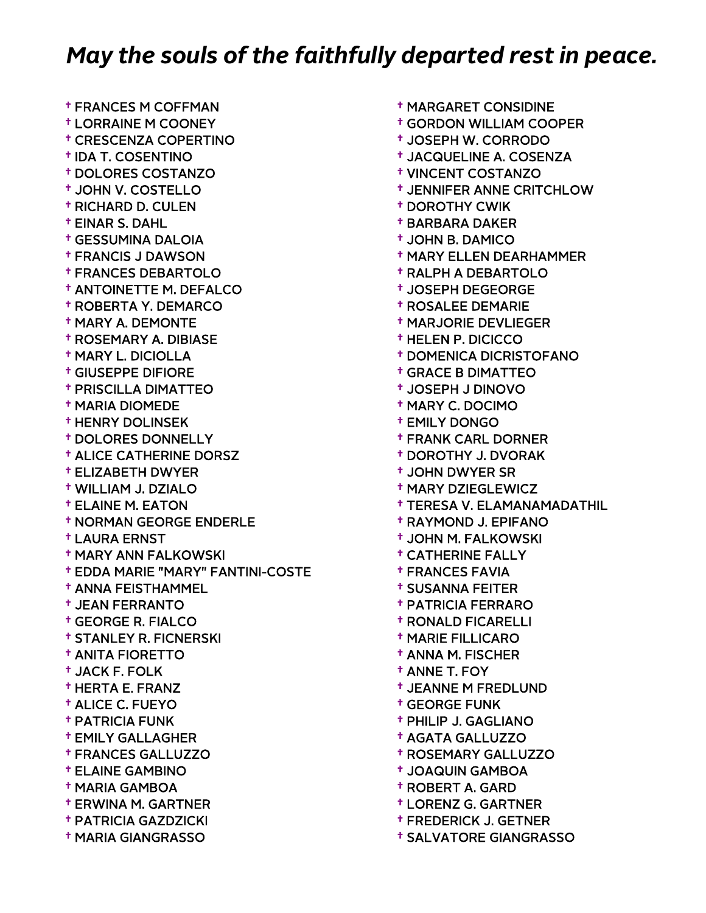# *May the souls of the faithfully departed rest in peace.*

- † FRANCES M COFFMAN
- † LORRAINE M COONEY
- † CRESCENZA COPERTINO
- † IDA T. COSENTINO
- † DOLORES COSTANZO
- † JOHN V. COSTELLO
- † RICHARD D. CULEN
- † EINAR S. DAHL
- † GESSUMINA DALOIA
- † FRANCIS J DAWSON
- † FRANCES DEBARTOLO
- † ANTOINETTE M. DEFALCO
- † ROBERTA Y. DEMARCO
- † MARY A. DEMONTE
- † ROSEMARY A. DIBIASE
- † MARY L. DICIOLLA
- † GIUSEPPE DIFIORE
- † PRISCILLA DIMATTEO
- † MARIA DIOMEDE
- † HENRY DOLINSEK
- † DOLORES DONNELLY
- † ALICE CATHERINE DORSZ
- † ELIZABETH DWYER
- † WILLIAM J. DZIALO
- † ELAINE M. EATON
- † NORMAN GEORGE ENDERLE
- † LAURA ERNST
- † MARY ANN FALKOWSKI
- † EDDA MARIE "MARY" FANTINI-COSTE
- † ANNA FEISTHAMMEL
- † JEAN FERRANTO
- † GEORGE R. FIALCO
- † STANLEY R. FICNERSKI
- † ANITA FIORETTO
- † JACK F. FOLK
- † HERTA E. FRANZ
- † ALICE C. FUEYO
- † PATRICIA FUNK
- † EMILY GALLAGHER
- † FRANCES GALLUZZO
- † ELAINE GAMBINO
- † MARIA GAMBOA
- † ERWINA M. GARTNER
- † PATRICIA GAZDZICKI
- † MARIA GIANGRASSO
- † MARGARET CONSIDINE
- † GORDON WILLIAM COOPER
- † JOSEPH W. CORRODO
- † JACQUELINE A. COSENZA
- † VINCENT COSTANZO
- † JENNIFER ANNE CRITCHLOW
- † DOROTHY CWIK
- † BARBARA DAKER
- † JOHN B. DAMICO
- † MARY ELLEN DEARHAMMER
- † RALPH A DEBARTOLO
- † JOSEPH DEGEORGE
- † ROSALEE DEMARIE
- † MARJORIE DEVLIEGER
- † HELEN P. DICICCO
- † DOMENICA DICRISTOFANO
- † GRACE B DIMATTEO
- † JOSEPH J DINOVO
- † MARY C. DOCIMO
- † EMILY DONGO
- † FRANK CARL DORNER
- † DOROTHY J. DVORAK
- † JOHN DWYER SR
- † MARY DZIEGLEWICZ
- † TERESA V. ELAMANAMADATHIL
- † RAYMOND J. EPIFANO
- † JOHN M. FALKOWSKI
- † CATHERINE FALLY
- † FRANCES FAVIA
- † SUSANNA FEITER
- † PATRICIA FERRARO
- † RONALD FICARELLI
- † MARIE FILLICARO
- † ANNA M. FISCHER
- † ANNE T. FOY
- † JEANNE M FREDLUND
- † GEORGE FUNK
- † PHILIP J. GAGLIANO
- † AGATA GALLUZZO
- † ROSEMARY GALLUZZO
- † JOAQUIN GAMBOA
- † ROBERT A. GARD
- † LORENZ G. GARTNER
- † FREDERICK J. GETNER
- † SALVATORE GIANGRASSO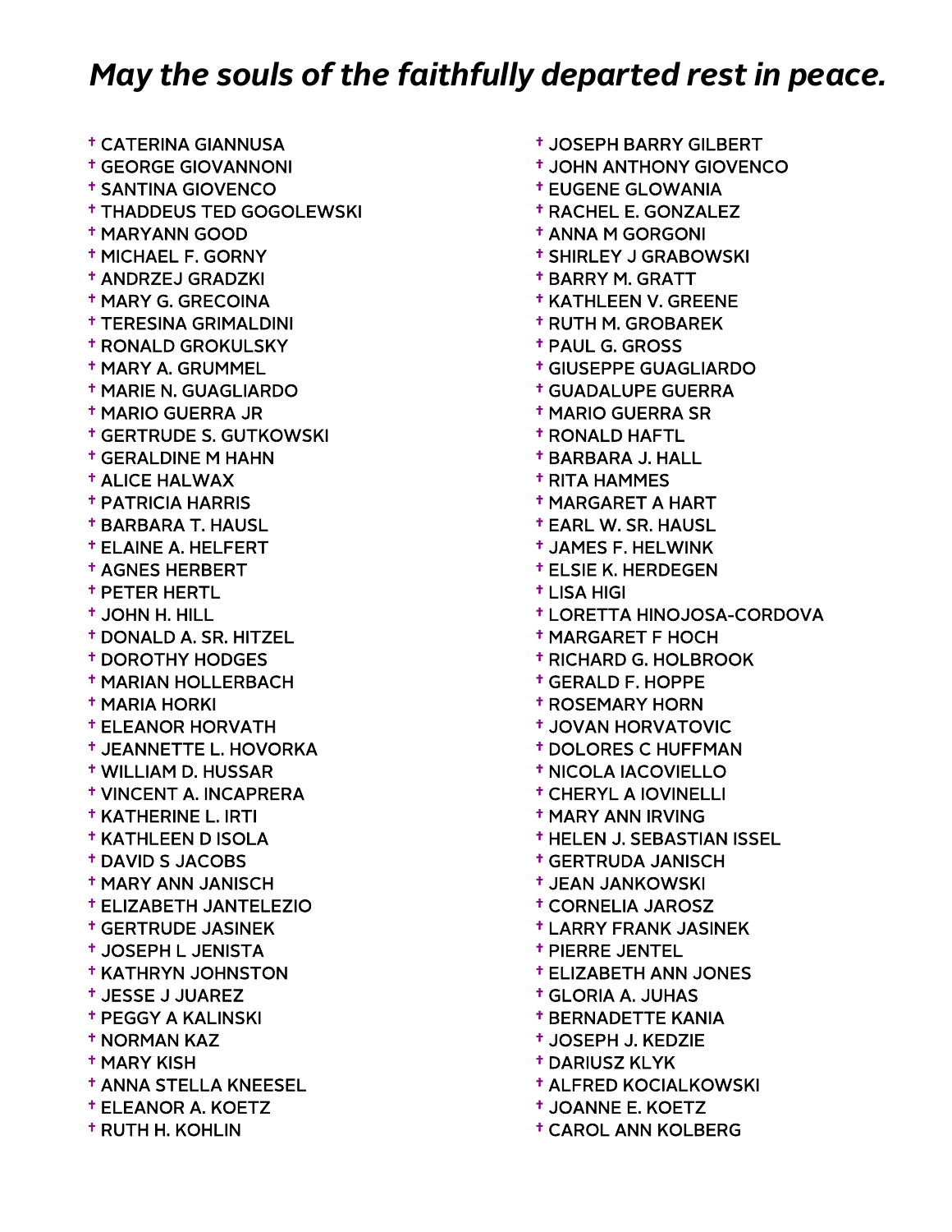## *May the souls of the faithfully departed rest in peace.*

- † CATERINA GIANNUSA
- † GEORGE GIOVANNONI
- † SANTINA GIOVENCO
- † THADDEUS TED GOGOLEWSKI
- † MARYANN GOOD
- † MICHAEL F. GORNY
- † ANDRZEJ GRADZKI
- † MARY G. GRECOINA
- † TERESINA GRIMALDINI
- † RONALD GROKULSKY
- † MARY A. GRUMMEL
- † MARIE N. GUAGLIARDO
- † MARIO GUERRA JR
- † GERTRUDE S. GUTKOWSKI
- † GERALDINE M HAHN
- † ALICE HALWAX
- † PATRICIA HARRIS
- † BARBARA T. HAUSL
- † ELAINE A. HELFERT
- † AGNES HERBERT
- † PETER HERTL
- † JOHN H. HILL
- † DONALD A. SR. HITZEL
- † DOROTHY HODGES
- † MARIAN HOLLERBACH
- † MARIA HORKI
- † ELEANOR HORVATH
- † JEANNETTE L. HOVORKA
- † WILLIAM D. HUSSAR
- † VINCENT A. INCAPRERA
- † KATHERINE L. IRTI
- † KATHLEEN D ISOLA
- † DAVID S JACOBS
- † MARY ANN JANISCH
- † ELIZABETH JANTELEZIO
- † GERTRUDE JASINEK
- † JOSEPH L JENISTA
- † KATHRYN JOHNSTON
- † JESSE J JUAREZ
- † PEGGY A KALINSKI
- † NORMAN KAZ
- † MARY KISH
- † ANNA STELLA KNEESEL
- † ELEANOR A. KOETZ
- † RUTH H. KOHLIN
- † JOSEPH BARRY GILBERT
- † JOHN ANTHONY GIOVENCO
- † EUGENE GLOWANIA
- † RACHEL E. GONZALEZ
- † ANNA M GORGONI
- † SHIRLEY J GRABOWSKI
- † BARRY M. GRATT
- † KATHLEEN V. GREENE
- † RUTH M. GROBAREK
- † PAUL G. GROSS
- † GIUSEPPE GUAGLIARDO
- † GUADALUPE GUERRA
- † MARIO GUERRA SR
- † RONALD HAFTL
- † BARBARA J. HALL
- † RITA HAMMES
- † MARGARET A HART
- † EARL W. SR. HAUSL
- † JAMES F. HELWINK
- † ELSIE K. HERDEGEN
- † LISA HIGI
- † LORETTA HINOJOSA-CORDOVA
- † MARGARET F HOCH
- † RICHARD G. HOLBROOK
- † GERALD F. HOPPE
- † ROSEMARY HORN
- † JOVAN HORVATOVIC
- † DOLORES C HUFFMAN
- † NICOLA IACOVIELLO
- † CHERYL A IOVINELLI
- † MARY ANN IRVING
- † HELEN J. SEBASTIAN ISSEL
- † GERTRUDA JANISCH
- † JEAN JANKOWSKI
- † CORNELIA JAROSZ
- † LARRY FRANK JASINEK
- † PIERRE JENTEL
- † ELIZABETH ANN JONES
- † GLORIA A. JUHAS
- † BERNADETTE KANIA
- † JOSEPH J. KEDZIE
- † DARIUSZ KLYK
- † ALFRED KOCIALKOWSKI
- † JOANNE E. KOETZ
- † CAROL ANN KOLBERG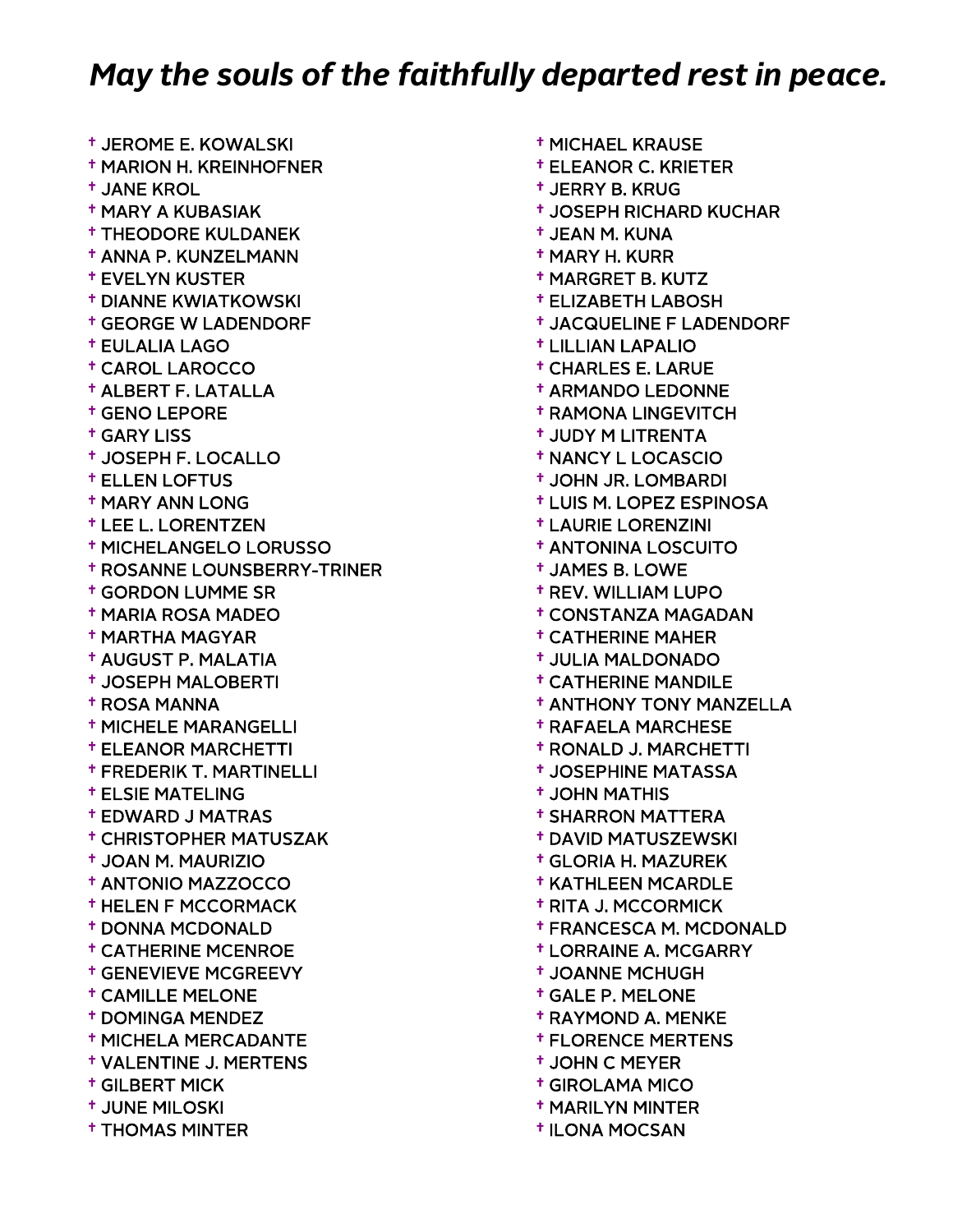## *May the souls of the faithfully departed rest in peace.*

- † JEROME E. KOWALSKI
- † MARION H. KREINHOFNER
- † JANE KROL
- † MARY A KUBASIAK
- † THEODORE KULDANEK
- † ANNA P. KUNZELMANN
- † EVELYN KUSTER
- † DIANNE KWIATKOWSKI
- † GEORGE W LADENDORF
- † EULALIA LAGO
- † CAROL LAROCCO
- † ALBERT F. LATALLA
- † GENO LEPORE
- † GARY LISS
- † JOSEPH F. LOCALLO
- † ELLEN LOFTUS
- † MARY ANN LONG
- † LEE L. LORENTZEN
- † MICHELANGELO LORUSSO
- † ROSANNE LOUNSBERRY-TRINER
- † GORDON LUMME SR
- † MARIA ROSA MADEO
- † MARTHA MAGYAR
- † AUGUST P. MALATIA
- † JOSEPH MALOBERTI
- † ROSA MANNA
- † MICHELE MARANGELLI
- † ELEANOR MARCHETTI
- † FREDERIK T. MARTINELLI
- † ELSIE MATELING
- † EDWARD J MATRAS
- † CHRISTOPHER MATUSZAK
- † JOAN M. MAURIZIO
- † ANTONIO MAZZOCCO
- † HELEN F MCCORMACK
- † DONNA MCDONALD
- † CATHERINE MCENROE
- † GENEVIEVE MCGREEVY
- † CAMILLE MELONE
- † DOMINGA MENDEZ
- † MICHELA MERCADANTE
- † VALENTINE J. MERTENS
- † GILBERT MICK
- † JUNE MILOSKI
- † THOMAS MINTER
- † MICHAEL KRAUSE
- † ELEANOR C. KRIETER
- † JERRY B. KRUG
- † JOSEPH RICHARD KUCHAR
- † JEAN M. KUNA
- † MARY H. KURR
- † MARGRET B. KUTZ
- † ELIZABETH LABOSH
- † JACQUELINE F LADENDORF
- † LILLIAN LAPALIO
- † CHARLES E. LARUE
- † ARMANDO LEDONNE
- † RAMONA LINGEVITCH
- † JUDY M LITRENTA
- † NANCY L LOCASCIO
- † JOHN JR. LOMBARDI
- † LUIS M. LOPEZ ESPINOSA
- † LAURIE LORENZINI
- † ANTONINA LOSCUITO
- † JAMES B. LOWE
- † REV. WILLIAM LUPO
- † CONSTANZA MAGADAN
- † CATHERINE MAHER
- † JULIA MALDONADO
- † CATHERINE MANDILE
- † ANTHONY TONY MANZELLA
- † RAFAELA MARCHESE
- † RONALD J. MARCHETTI
- † JOSEPHINE MATASSA
- † JOHN MATHIS
- † SHARRON MATTERA
- † DAVID MATUSZEWSKI
- † GLORIA H. MAZUREK
- † KATHLEEN MCARDLE
- † RITA J. MCCORMICK
- † FRANCESCA M. MCDONALD
- † LORRAINE A. MCGARRY
- † JOANNE MCHUGH
- † GALE P. MELONE
- † RAYMOND A. MENKE
- † FLORENCE MERTENS
- † JOHN C MEYER
- † GIROLAMA MICO
- † MARILYN MINTER
- † ILONA MOCSAN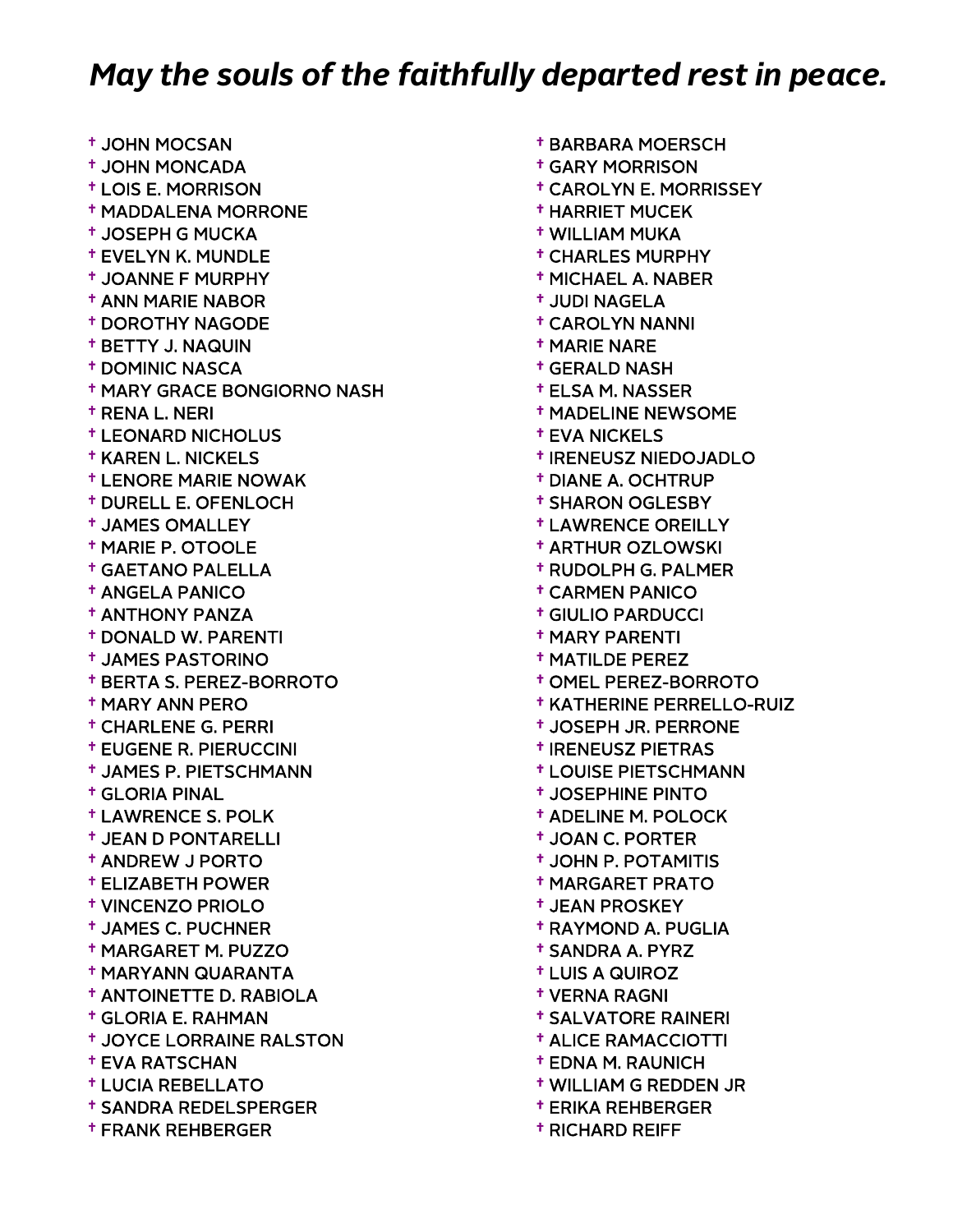## *May the souls of the faithfully departed rest in peace.*

- † JOHN MOCSAN
- † JOHN MONCADA
- † LOIS E. MORRISON
- † MADDALENA MORRONE
- † JOSEPH G MUCKA
- † EVELYN K. MUNDLE
- † JOANNE F MURPHY
- † ANN MARIE NABOR
- † DOROTHY NAGODE
- † BETTY J. NAQUIN
- † DOMINIC NASCA
- † MARY GRACE BONGIORNO NASH
- † RENA L. NERI
- † LEONARD NICHOLUS
- † KAREN L. NICKELS
- † LENORE MARIE NOWAK
- † DURELL E. OFENLOCH
- † JAMES OMALLEY
- † MARIE P. OTOOLE
- † GAETANO PALELLA
- † ANGELA PANICO
- † ANTHONY PANZA
- † DONALD W. PARENTI
- † JAMES PASTORINO
- † BERTA S. PEREZ-BORROTO
- † MARY ANN PERO
- † CHARLENE G. PERRI
- † EUGENE R. PIERUCCINI
- † JAMES P. PIETSCHMANN
- † GLORIA PINAL
- † LAWRENCE S. POLK
- † JEAN D PONTARELLI
- † ANDREW J PORTO
- † ELIZABETH POWER
- † VINCENZO PRIOLO
- † JAMES C. PUCHNER
- † MARGARET M. PUZZO
- † MARYANN QUARANTA
- † ANTOINETTE D. RABIOLA
- † GLORIA E. RAHMAN
- † JOYCE LORRAINE RALSTON
- † EVA RATSCHAN
- † LUCIA REBELLATO
- † SANDRA REDELSPERGER
- † FRANK REHBERGER
- † BARBARA MOERSCH
- † GARY MORRISON
- † CAROLYN E. MORRISSEY
- † HARRIET MUCEK
- † WILLIAM MUKA
- † CHARLES MURPHY
- † MICHAEL A. NABER
- † JUDI NAGELA
- † CAROLYN NANNI
- † MARIE NARE
- † GERALD NASH
- † ELSA M. NASSER
- † MADELINE NEWSOME
- † EVA NICKELS
- † IRENEUSZ NIEDOJADLO
- † DIANE A. OCHTRUP
- † SHARON OGLESBY
- † LAWRENCE OREILLY
- † ARTHUR OZLOWSKI
- † RUDOLPH G. PALMER
- † CARMEN PANICO
- † GIULIO PARDUCCI
- † MARY PARENTI
- † MATILDE PEREZ
- † OMEL PEREZ-BORROTO
- † KATHERINE PERRELLO-RUIZ
- † JOSEPH JR. PERRONE
- † IRENEUSZ PIETRAS
- † LOUISE PIETSCHMANN
- † JOSEPHINE PINTO
- † ADELINE M. POLOCK
- † JOAN C. PORTER
- † JOHN P. POTAMITIS
- † MARGARET PRATO
- † JEAN PROSKEY
- † RAYMOND A. PUGLIA
- † SANDRA A. PYRZ
- † LUIS A QUIROZ
- † VERNA RAGNI
- † SALVATORE RAINERI
- † ALICE RAMACCIOTTI
- † EDNA M. RAUNICH
- † WILLIAM G REDDEN JR
- † ERIKA REHBERGER
- † RICHARD REIFF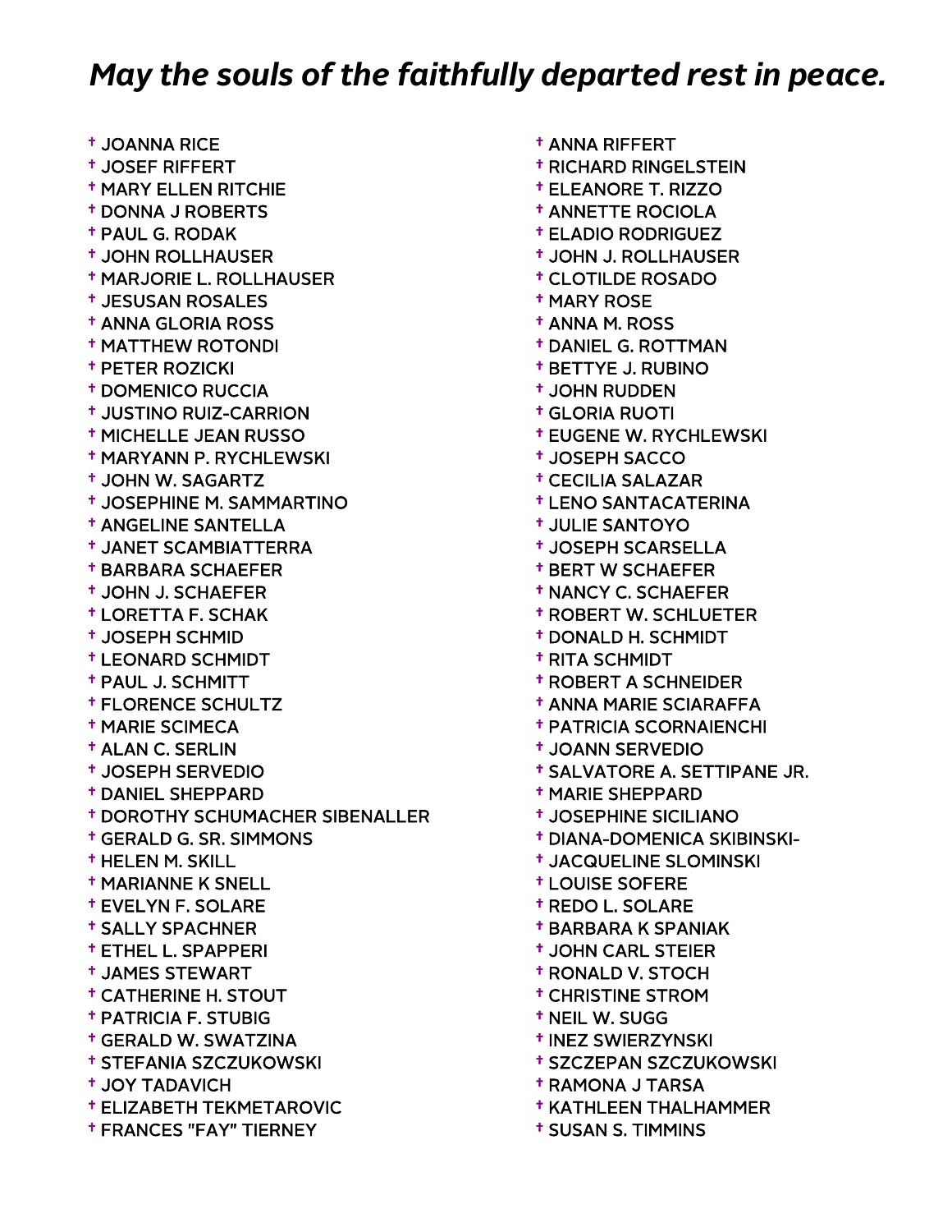## *May the souls of the faithfully departed rest in peace.*

- † JOANNA RICE
- † JOSEF RIFFERT
- † MARY ELLEN RITCHIE
- † DONNA J ROBERTS
- † PAUL G. RODAK
- † JOHN ROLLHAUSER
- † MARJORIE L. ROLLHAUSER
- † JESUSAN ROSALES
- † ANNA GLORIA ROSS
- † MATTHEW ROTONDI
- † PETER ROZICKI
- † DOMENICO RUCCIA
- † JUSTINO RUIZ-CARRION
- † MICHELLE JEAN RUSSO
- † MARYANN P. RYCHLEWSKI
- † JOHN W. SAGARTZ
- † JOSEPHINE M. SAMMARTINO
- † ANGELINE SANTELLA
- † JANET SCAMBIATTERRA
- † BARBARA SCHAEFER
- † JOHN J. SCHAEFER
- † LORETTA F. SCHAK
- † JOSEPH SCHMID
- † LEONARD SCHMIDT
- † PAUL J. SCHMITT
- † FLORENCE SCHULTZ
- † MARIE SCIMECA
- † ALAN C. SERLIN
- † JOSEPH SERVEDIO
- † DANIEL SHEPPARD
- † DOROTHY SCHUMACHER SIBENALLER
- † GERALD G. SR. SIMMONS
- † HELEN M. SKILL
- † MARIANNE K SNELL
- † EVELYN F. SOLARE
- † SALLY SPACHNER
- † ETHEL L. SPAPPERI
- † JAMES STEWART
- † CATHERINE H. STOUT
- † PATRICIA F. STUBIG
- † GERALD W. SWATZINA
- † STEFANIA SZCZUKOWSKI
- † JOY TADAVICH
- † ELIZABETH TEKMETAROVIC
- † FRANCES "FAY" TIERNEY
- † ANNA RIFFERT
- † RICHARD RINGELSTEIN
- † ELEANORE T. RIZZO
- † ANNETTE ROCIOLA
- † ELADIO RODRIGUEZ
- † JOHN J. ROLLHAUSER
- † CLOTILDE ROSADO
- † MARY ROSE
- † ANNA M. ROSS
- † DANIEL G. ROTTMAN
- † BETTYE J. RUBINO
- † JOHN RUDDEN
- † GLORIA RUOTI
- † EUGENE W. RYCHLEWSKI
- † JOSEPH SACCO
- † CECILIA SALAZAR
- † LENO SANTACATERINA
- † JULIE SANTOYO
- † JOSEPH SCARSELLA
- † BERT W SCHAEFER
- † NANCY C. SCHAEFER
- † ROBERT W. SCHLUETER
- † DONALD H. SCHMIDT
- † RITA SCHMIDT
- † ROBERT A SCHNEIDER
- † ANNA MARIE SCIARAFFA
- † PATRICIA SCORNAIENCHI
- † JOANN SERVEDIO
- † SALVATORE A. SETTIPANE JR.
- † MARIE SHEPPARD
- † JOSEPHINE SICILIANO
- † DIANA-DOMENICA SKIBINSKI-
- † JACQUELINE SLOMINSKI
- † LOUISE SOFERE
- † REDO L. SOLARE
- † BARBARA K SPANIAK
- † JOHN CARL STEIER
- † RONALD V. STOCH
- † CHRISTINE STROM
- † NEIL W. SUGG
- † INEZ SWIERZYNSKI
- † SZCZEPAN SZCZUKOWSKI
- † RAMONA J TARSA
- † KATHLEEN THALHAMMER
- † SUSAN S. TIMMINS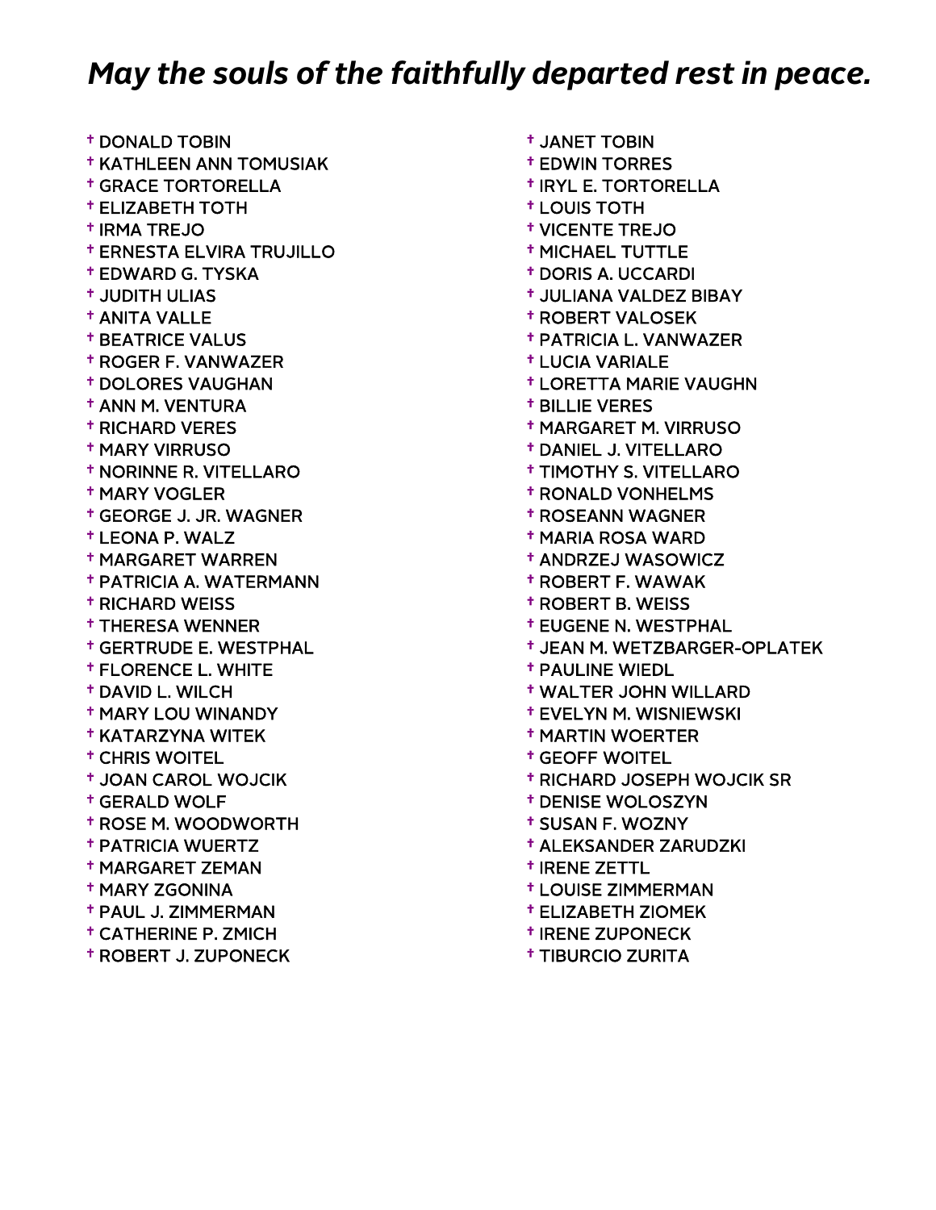# *May the souls of the faithfully departed rest in peace.*

- † DONALD TOBIN
- † KATHLEEN ANN TOMUSIAK
- † GRACE TORTORELLA
- † ELIZABETH TOTH
- † IRMA TREJO
- † ERNESTA ELVIRA TRUJILLO
- † EDWARD G. TYSKA
- † JUDITH ULIAS
- † ANITA VALLE
- † BEATRICE VALUS
- † ROGER F. VANWAZER
- † DOLORES VAUGHAN
- † ANN M. VENTURA
- † RICHARD VERES
- † MARY VIRRUSO
- † NORINNE R. VITELLARO
- † MARY VOGLER
- † GEORGE J. JR. WAGNER
- † LEONA P. WALZ
- † MARGARET WARREN
- † PATRICIA A. WATERMANN
- † RICHARD WEISS
- † THERESA WENNER
- † GERTRUDE E. WESTPHAL
- † FLORENCE L. WHITE
- † DAVID L. WILCH
- † MARY LOU WINANDY
- † KATARZYNA WITEK
- † CHRIS WOITEL
- † JOAN CAROL WOJCIK
- † GERALD WOLF
- † ROSE M. WOODWORTH
- † PATRICIA WUERTZ
- † MARGARET ZEMAN
- † MARY ZGONINA
- † PAUL J. ZIMMERMAN
- † CATHERINE P. ZMICH
- † ROBERT J. ZUPONECK
- † JANET TOBIN
- † EDWIN TORRES
- † IRYL E. TORTORELLA
- † LOUIS TOTH
- † VICENTE TREJO
- † MICHAEL TUTTLE
- † DORIS A. UCCARDI
- † JULIANA VALDEZ BIBAY
- † ROBERT VALOSEK
- † PATRICIA L. VANWAZER
- † LUCIA VARIALE
- † LORETTA MARIE VAUGHN
- † BILLIE VERES
- † MARGARET M. VIRRUSO
- † DANIEL J. VITELLARO
- † TIMOTHY S. VITELLARO
- † RONALD VONHELMS
- † ROSEANN WAGNER
- † MARIA ROSA WARD
- † ANDRZEJ WASOWICZ
- † ROBERT F. WAWAK
- † ROBERT B. WEISS
- † EUGENE N. WESTPHAL
- † JEAN M. WETZBARGER-OPLATEK
- † PAULINE WIEDL
- † WALTER JOHN WILLARD
- † EVELYN M. WISNIEWSKI
- † MARTIN WOERTER
- † GEOFF WOITEL
- † RICHARD JOSEPH WOJCIK SR
- † DENISE WOLOSZYN
- † SUSAN F. WOZNY
- † ALEKSANDER ZARUDZKI
- † IRENE ZETTL
- † LOUISE ZIMMERMAN
- † ELIZABETH ZIOMEK
- † IRENE ZUPONECK
- † TIBURCIO ZURITA